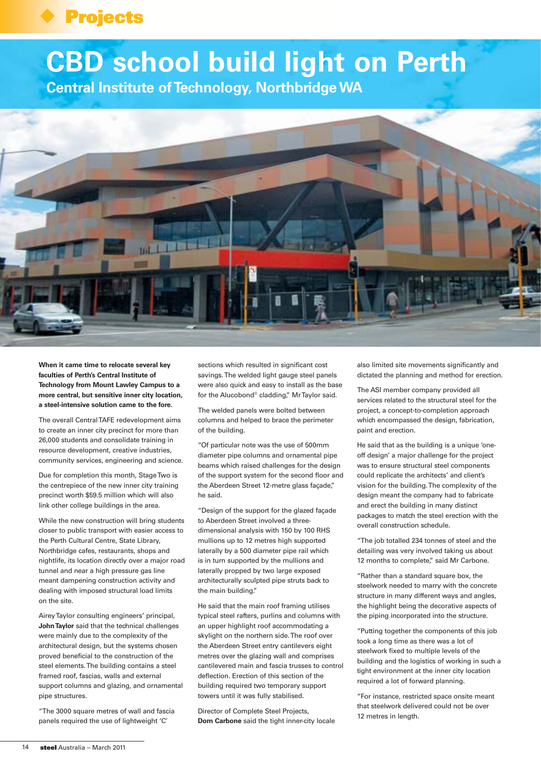# CBD school build light on Perth

## Central Institute of Technology, Northbridge WA

**When it came time to relocate several key faculties of Perth's Central Institute of Technology from Mount Lawley Campus to a more central, but sensitive inner city location, a steel-intensive solution came to the fore.**

The overall Central TAFE redevelopment aims to create an inner city precinct for more than 26,000 students and consolidate training in resource development, creative industries, community services, engineering and science.

Due for completion this month, Stage Two is the centrepiece of the new inner city training precinct worth $59.5 million which will also link other college buildings in the area.

While the new construction will bring students closer to public transport with easier access to the Perth Cultural Centre, State Library, Northbridge cafes, restaurants, shops and nightlife, its location directly over a major road tunnel and near a high pressure gas line meant dampening construction activity and dealing with imposed structural load limits on the site.

Airey Taylor consulting engineers' principal, **John Taylor** said that the technical challenges were mainly due to the complexity of the architectural design, but the systems chosen proved beneficial to the construction of the steel elements. The building contains a steel framed roof, fascias, walls and external support columns and glazing, and ornamental pipe structures.

"The 3000 square metres of wall and fascia panels required the use of lightweight 'C' sections which resulted in significant cost savings. The welded light gauge steel panels were also quick and easy to install as the base for the Alucobond® cladding," Mr Taylor said.

The welded panels were bolted between columns and helped to brace the perimeter of the building.

"Of particular note was the use of 500mm diameter pipe columns and ornamental pipe beams which raised challenges for the design of the support system for the second floor and the Aberdeen Street 12-metre glass façade," he said.

"Design of the support for the glazed façade to Aberdeen Street involved a three-dimensional analysis with 150 by 100 RHS mullions up to 12 metres high supported laterally by a 500 diameter pipe rail which is in turn supported by the mullions and laterally propped by two large exposed architecturally sculpted pipe struts back to the main building."

He said that the main roof framing utilises typical steel rafters, purlins and columns with an upper highlight roof accommodating a skylight on the northern side. The roof over the Aberdeen Street entry cantilevers eight metres over the glazing wall and comprises cantilevered main and fascia trusses to control deflection. Erection of this section of the building required two temporary support towers until it was fully stabilised.

Director of Complete Steel Projects, **Dom Carbone** said the tight inner-city locale also limited site movements significantly and dictated the planning and method for erection.

The ASI member company provided all services related to the structural steel for the project, a concept-to-completion approach which encompassed the design, fabrication, paint and erection.

He said that as the building is a unique 'one-off design' a major challenge for the project was to ensure structural steel components could replicate the architects' and client's vision for the building. The complexity of the design meant the company had to fabricate and erect the building in many distinct packages to match the steel erection with the overall construction schedule.

"The job totalled 234 tonnes of steel and the detailing was very involved taking us about 12 months to complete," said Mr Carbone.

"Rather than a standard square box, the steelwork needed to marry with the concrete structure in many different ways and angles, the highlight being the decorative aspects of the piping incorporated into the structure.

"Putting together the components of this job took a long time as there was a lot of steelwork fixed to multiple levels of the building and the logistics of working in such a tight environment at the inner city location required a lot of forward planning.

"For instance, restricted space onsite meant that steelwork delivered could not be over 12 metres in length.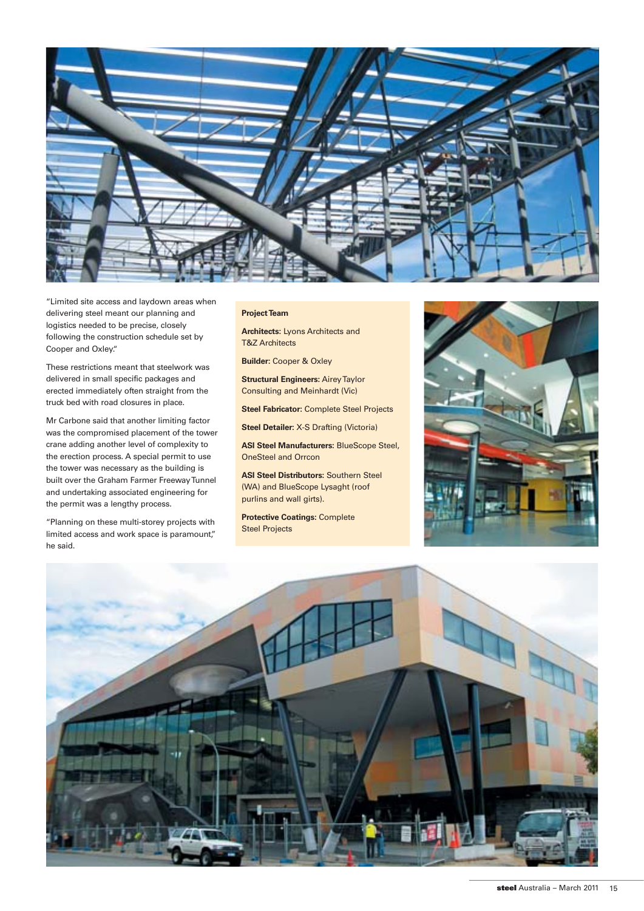"Limited site access and laydown areas when delivering steel meant our planning and logistics needed to be precise, closely following the construction schedule set by Cooper and Oxley."

These restrictions meant that steelwork was delivered in small specific packages and erected immediately often straight from the truck bed with road closures in place.

Mr Carbone said that another limiting factor was the compromised placement of the tower crane adding another level of complexity to the erection process. A special permit to use the tower was necessary as the building is built over the Graham Farmer Freeway Tunnel and undertaking associated engineering for the permit was a lengthy process.

"Planning on these multi-storey projects with limited access and work space is paramount," he said.

**Project Team**

**Architects:** Lyons Architects and T&Z Architects

**Builder:** Cooper & Oxley

**Structural Engineers:** Airey Taylor Consulting and Meinhardt (Vic)

**Steel Fabricator:** Complete Steel Projects

**Steel Detailer:** X-S Drafting (Victoria)

**ASI Steel Manufacturers:** BlueScope Steel, OneSteel and Orrcon

**ASI Steel Distributors:** Southern Steel (WA) and BlueScope Lysaght (roof purlins and wall girts).

**Protective Coatings:** Complete Steel Projects